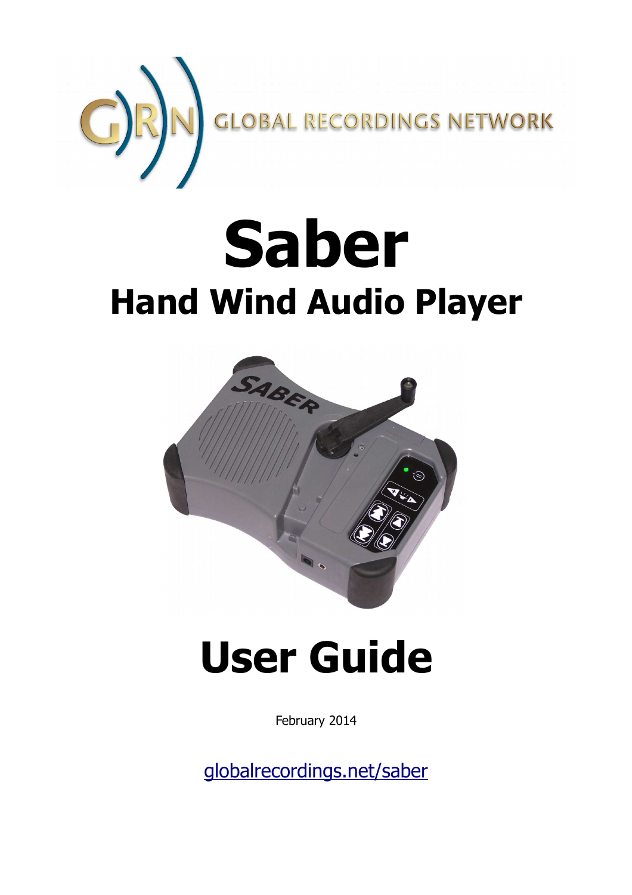GLOBAL RECORDINGS NETWORK

# Saber

## Hand Wind Audio Player

# User Guide

February 2014

globalrecordings.net/saber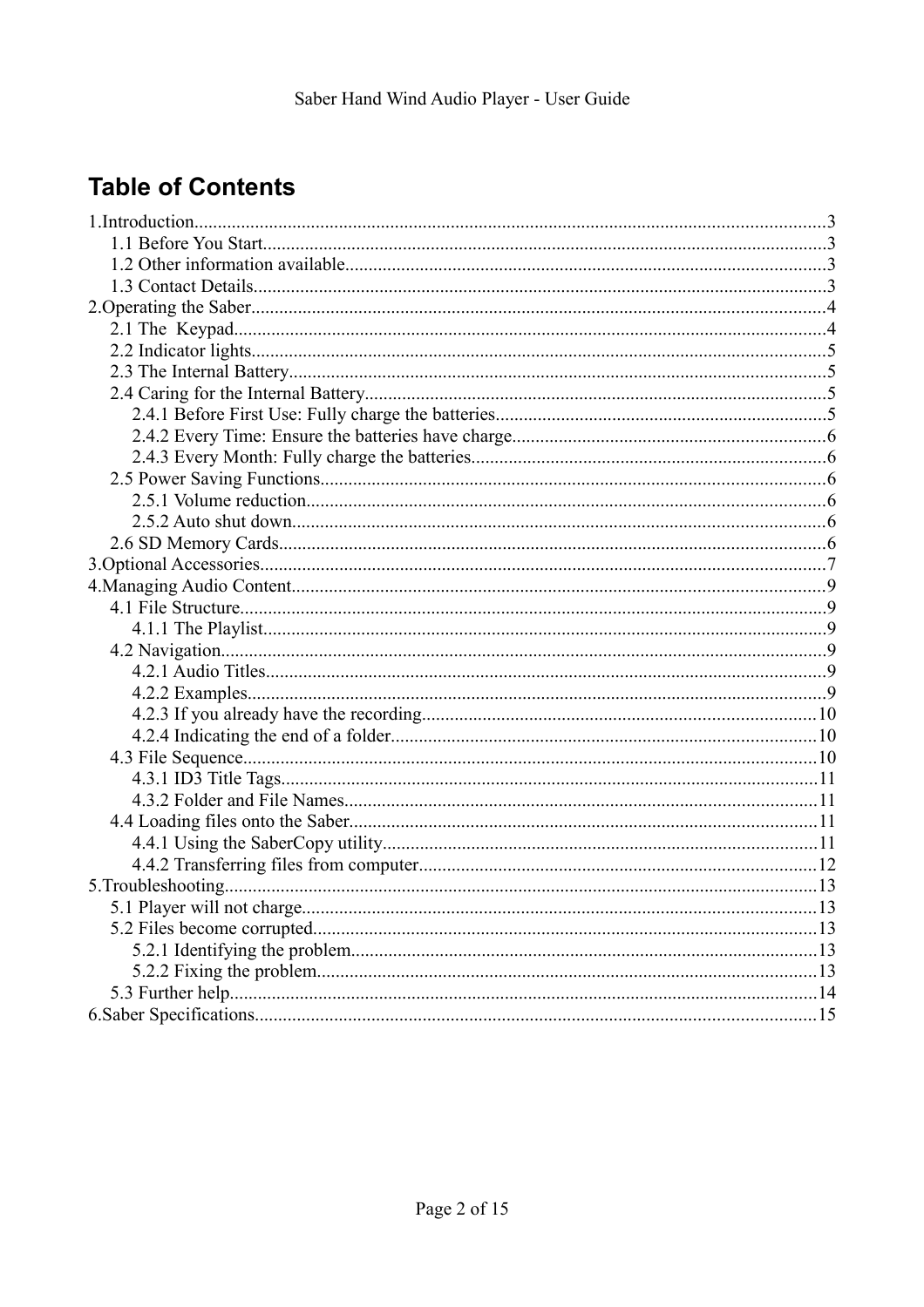# Table of Contents

1.Introduction....................................................................................................................................3
- 1.1 Before You Start.......................................................................................................................3
- 1.2 Other information available......................................................................................................3
- 1.3 Contact Details..........................................................................................................................3

2.Operating the Saber..........................................................................................................................4
- 2.1 The  Keypad.............................................................................................................................4
- 2.2 Indicator lights..........................................................................................................................5
- 2.3 The Internal Battery..................................................................................................................5
- 2.4 Caring for the Internal Battery..................................................................................................5
  - 2.4.1 Before First Use: Fully charge the batteries......................................................................5
  - 2.4.2 Every Time: Ensure the batteries have charge..................................................................6
  - 2.4.3 Every Month: Fully charge the batteries...........................................................................6
- 2.5 Power Saving Functions...........................................................................................................6
  - 2.5.1 Volume reduction..............................................................................................................6
  - 2.5.2 Auto shut down.................................................................................................................6
- 2.6 SD Memory Cards....................................................................................................................6

3.Optional Accessories........................................................................................................................7

4.Managing Audio Content.................................................................................................................9
- 4.1 File Structure............................................................................................................................9
  - 4.1.1 The Playlist........................................................................................................................9
- 4.2 Navigation................................................................................................................................9
  - 4.2.1 Audio Titles.......................................................................................................................9
  - 4.2.2 Examples..........................................................................................................................9
  - 4.2.3 If you already have the recording...................................................................................10
  - 4.2.4 Indicating the end of a folder..........................................................................................10
- 4.3 File Sequence..........................................................................................................................10
  - 4.3.1 ID3 Title Tags..................................................................................................................11
  - 4.3.2 Folder and File Names....................................................................................................11
- 4.4 Loading files onto the Saber...................................................................................................11
  - 4.4.1 Using the SaberCopy utility............................................................................................11
  - 4.4.2 Transferring files from computer....................................................................................12

5.Troubleshooting.............................................................................................................................13
- 5.1 Player will not charge.............................................................................................................13
- 5.2 Files become corrupted..........................................................................................................13
  - 5.2.1 Identifying the problem..................................................................................................13
  - 5.2.2 Fixing the problem..........................................................................................................13
- 5.3 Further help............................................................................................................................14

6.Saber Specifications.......................................................................................................................15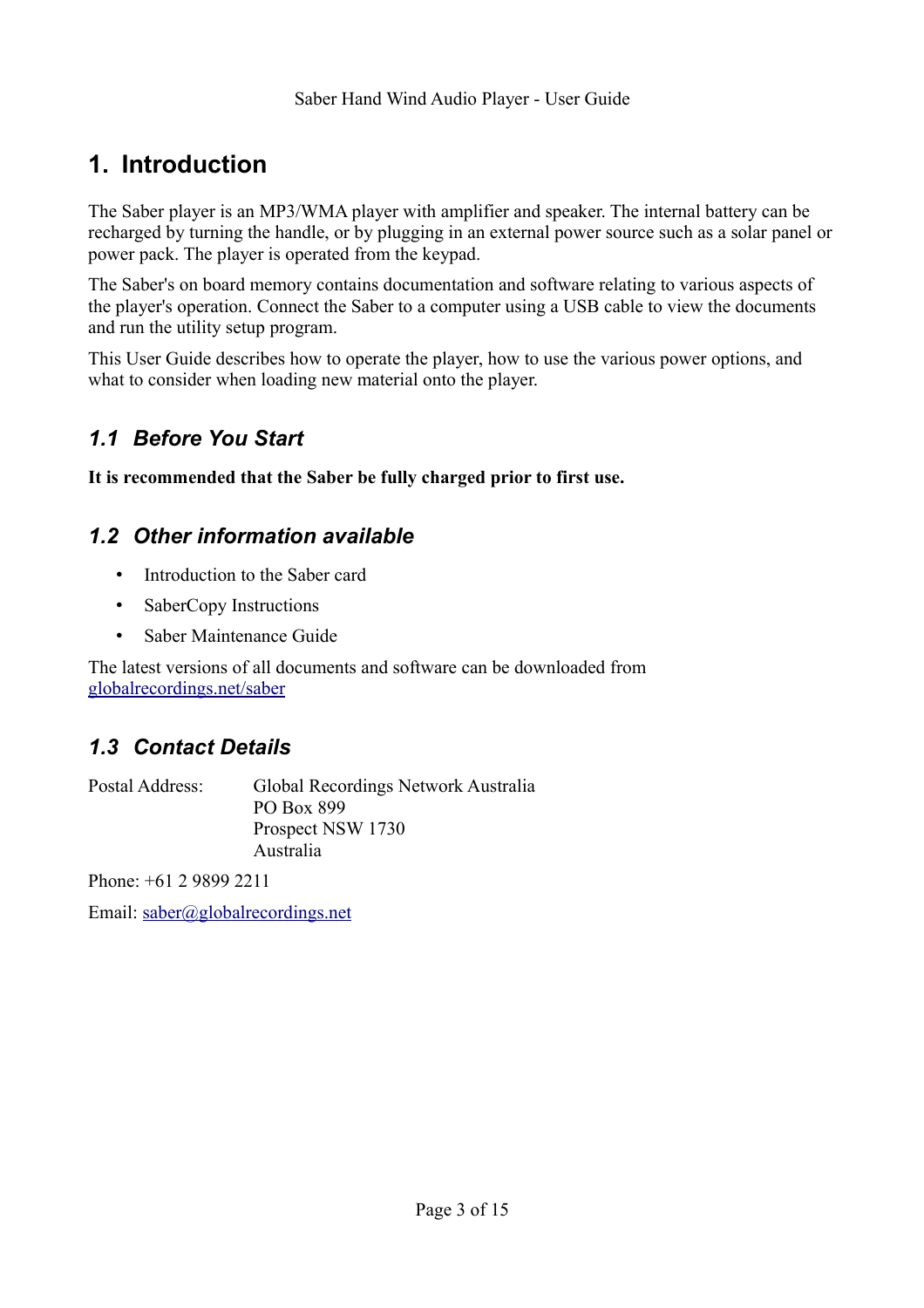# 1. Introduction

The Saber player is an MP3/WMA player with amplifier and speaker. The internal battery can be recharged by turning the handle, or by plugging in an external power source such as a solar panel or power pack. The player is operated from the keypad.

The Saber's on board memory contains documentation and software relating to various aspects of the player's operation. Connect the Saber to a computer using a USB cable to view the documents and run the utility setup program.

This User Guide describes how to operate the player, how to use the various power options, and what to consider when loading new material onto the player.

## *1.1 Before You Start*

**It is recommended that the Saber be fully charged prior to first use.**

## *1.2 Other information available*

- Introduction to the Saber card
- SaberCopy Instructions
- Saber Maintenance Guide

The latest versions of all documents and software can be downloaded from [globalrecordings.net/saber](globalrecordings.net/saber)

## *1.3 Contact Details*

Postal Address: Global Recordings Network Australia
PO Box 899
Prospect NSW 1730
Australia

Phone: +61 2 9899 2211

Email: [saber@globalrecordings.net](mailto:saber@globalrecordings.net)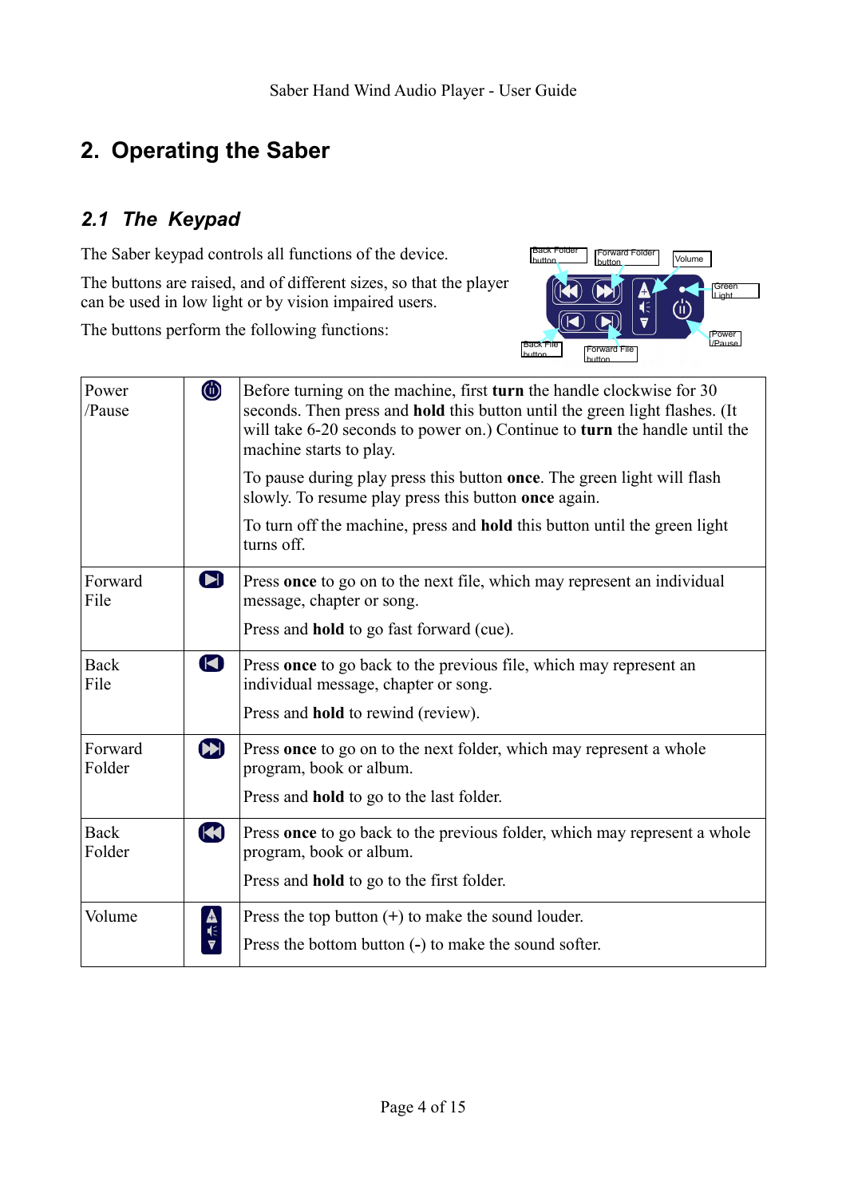# 2. Operating the Saber

## 2.1 The Keypad

The Saber keypad controls all functions of the device.

The buttons are raised, and of different sizes, so that the player can be used in low light or by vision impaired users.

The buttons perform the following functions:

| Button | Icon | Function |
| --- | --- | --- |
| Power /Pause | ⏻ | Before turning on the machine, first **turn** the handle clockwise for 30 seconds. Then press and **hold** this button until the green light flashes. (It will take 6-20 seconds to power on.) Continue to **turn** the handle until the machine starts to play.<br><br>To pause during play press this button **once**. The green light will flash slowly. To resume play press this button **once** again.<br><br>To turn off the machine, press and **hold** this button until the green light turns off. |
| Forward File | ▶❘ | Press **once** to go on to the next file, which may represent an individual message, chapter or song.<br><br>Press and **hold** to go fast forward (cue). |
| Back File | ❘◀ | Press **once** to go back to the previous file, which may represent an individual message, chapter or song.<br><br>Press and **hold** to rewind (review). |
| Forward Folder | ▶▶❘ | Press **once** to go on to the next folder, which may represent a whole program, book or album.<br><br>Press and **hold** to go to the last folder. |
| Back Folder | ❘◀◀ | Press **once** to go back to the previous folder, which may represent a whole program, book or album.<br><br>Press and **hold** to go to the first folder. |
| Volume | + / - | Press the top button (+) to make the sound louder.<br><br>Press the bottom button (-) to make the sound softer. |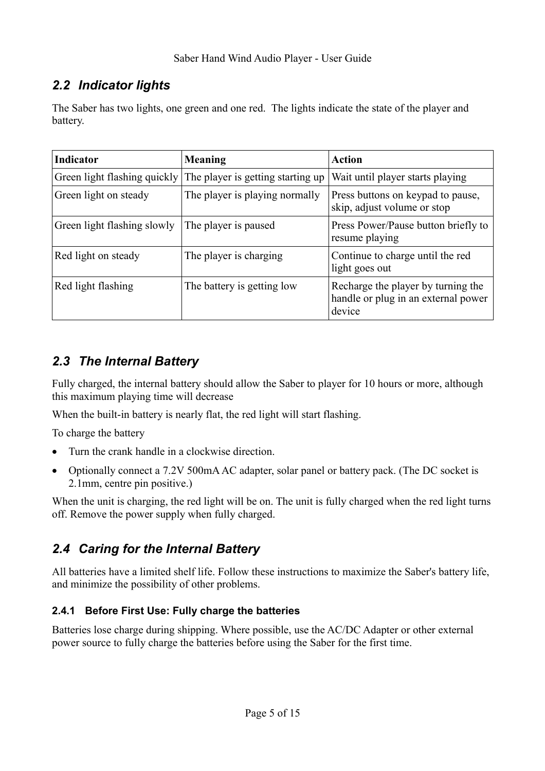## 2.2 Indicator lights

The Saber has two lights, one green and one red. The lights indicate the state of the player and battery.

| Indicator | Meaning | Action |
|---|---|---|
| Green light flashing quickly | The player is getting starting up | Wait until player starts playing |
| Green light on steady | The player is playing normally | Press buttons on keypad to pause, skip, adjust volume or stop |
| Green light flashing slowly | The player is paused | Press Power/Pause button briefly to resume playing |
| Red light on steady | The player is charging | Continue to charge until the red light goes out |
| Red light flashing | The battery is getting low | Recharge the player by turning the handle or plug in an external power device |

## 2.3 The Internal Battery

Fully charged, the internal battery should allow the Saber to player for 10 hours or more, although this maximum playing time will decrease

When the built-in battery is nearly flat, the red light will start flashing.

To charge the battery

- Turn the crank handle in a clockwise direction.
- Optionally connect a 7.2V 500mA AC adapter, solar panel or battery pack. (The DC socket is 2.1mm, centre pin positive.)

When the unit is charging, the red light will be on. The unit is fully charged when the red light turns off. Remove the power supply when fully charged.

## 2.4 Caring for the Internal Battery

All batteries have a limited shelf life. Follow these instructions to maximize the Saber's battery life, and minimize the possibility of other problems.

### 2.4.1 Before First Use: Fully charge the batteries

Batteries lose charge during shipping. Where possible, use the AC/DC Adapter or other external power source to fully charge the batteries before using the Saber for the first time.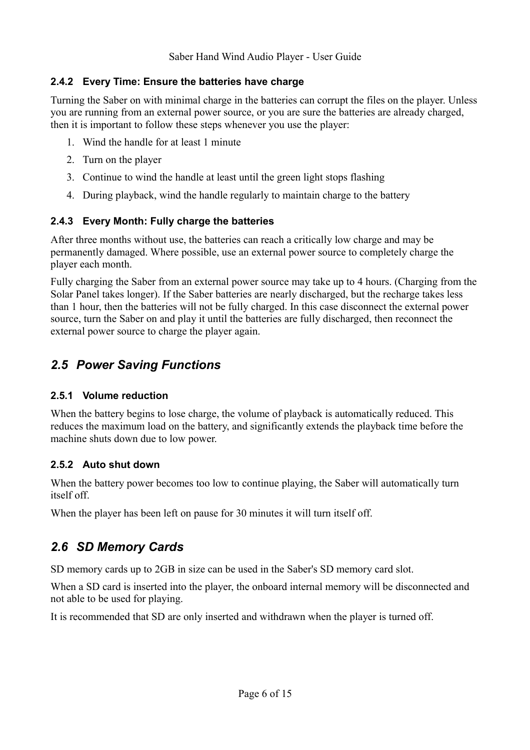#### 2.4.2 Every Time: Ensure the batteries have charge

Turning the Saber on with minimal charge in the batteries can corrupt the files on the player. Unless you are running from an external power source, or you are sure the batteries are already charged, then it is important to follow these steps whenever you use the player:

1. Wind the handle for at least 1 minute
2. Turn on the player
3. Continue to wind the handle at least until the green light stops flashing
4. During playback, wind the handle regularly to maintain charge to the battery

#### 2.4.3 Every Month: Fully charge the batteries

After three months without use, the batteries can reach a critically low charge and may be permanently damaged. Where possible, use an external power source to completely charge the player each month.

Fully charging the Saber from an external power source may take up to 4 hours. (Charging from the Solar Panel takes longer). If the Saber batteries are nearly discharged, but the recharge takes less than 1 hour, then the batteries will not be fully charged. In this case disconnect the external power source, turn the Saber on and play it until the batteries are fully discharged, then reconnect the external power source to charge the player again.

### *2.5 Power Saving Functions*

#### 2.5.1 Volume reduction

When the battery begins to lose charge, the volume of playback is automatically reduced. This reduces the maximum load on the battery, and significantly extends the playback time before the machine shuts down due to low power.

#### 2.5.2 Auto shut down

When the battery power becomes too low to continue playing, the Saber will automatically turn itself off.

When the player has been left on pause for 30 minutes it will turn itself off.

### *2.6 SD Memory Cards*

SD memory cards up to 2GB in size can be used in the Saber's SD memory card slot.

When a SD card is inserted into the player, the onboard internal memory will be disconnected and not able to be used for playing.

It is recommended that SD are only inserted and withdrawn when the player is turned off.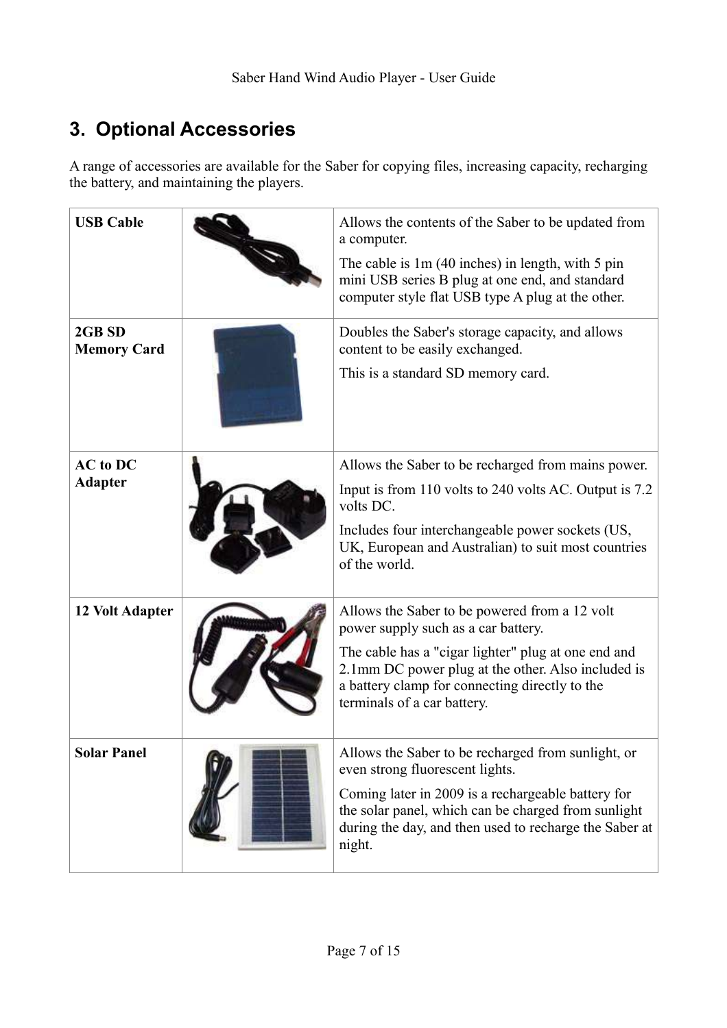## 3. Optional Accessories

A range of accessories are available for the Saber for copying files, increasing capacity, recharging the battery, and maintaining the players.

| | | |
|---|---|---|
| **USB Cable** | | Allows the contents of the Saber to be updated from a computer.<br>The cable is 1m (40 inches) in length, with 5 pin mini USB series B plug at one end, and standard computer style flat USB type A plug at the other. |
| **2GB SD Memory Card** | | Doubles the Saber's storage capacity, and allows content to be easily exchanged.<br>This is a standard SD memory card. |
| **AC to DC Adapter** | | Allows the Saber to be recharged from mains power.<br>Input is from 110 volts to 240 volts AC. Output is 7.2 volts DC.<br>Includes four interchangeable power sockets (US, UK, European and Australian) to suit most countries of the world. |
| **12 Volt Adapter** | | Allows the Saber to be powered from a 12 volt power supply such as a car battery.<br>The cable has a "cigar lighter" plug at one end and 2.1mm DC power plug at the other. Also included is a battery clamp for connecting directly to the terminals of a car battery. |
| **Solar Panel** | | Allows the Saber to be recharged from sunlight, or even strong fluorescent lights.<br>Coming later in 2009 is a rechargeable battery for the solar panel, which can be charged from sunlight during the day, and then used to recharge the Saber at night. |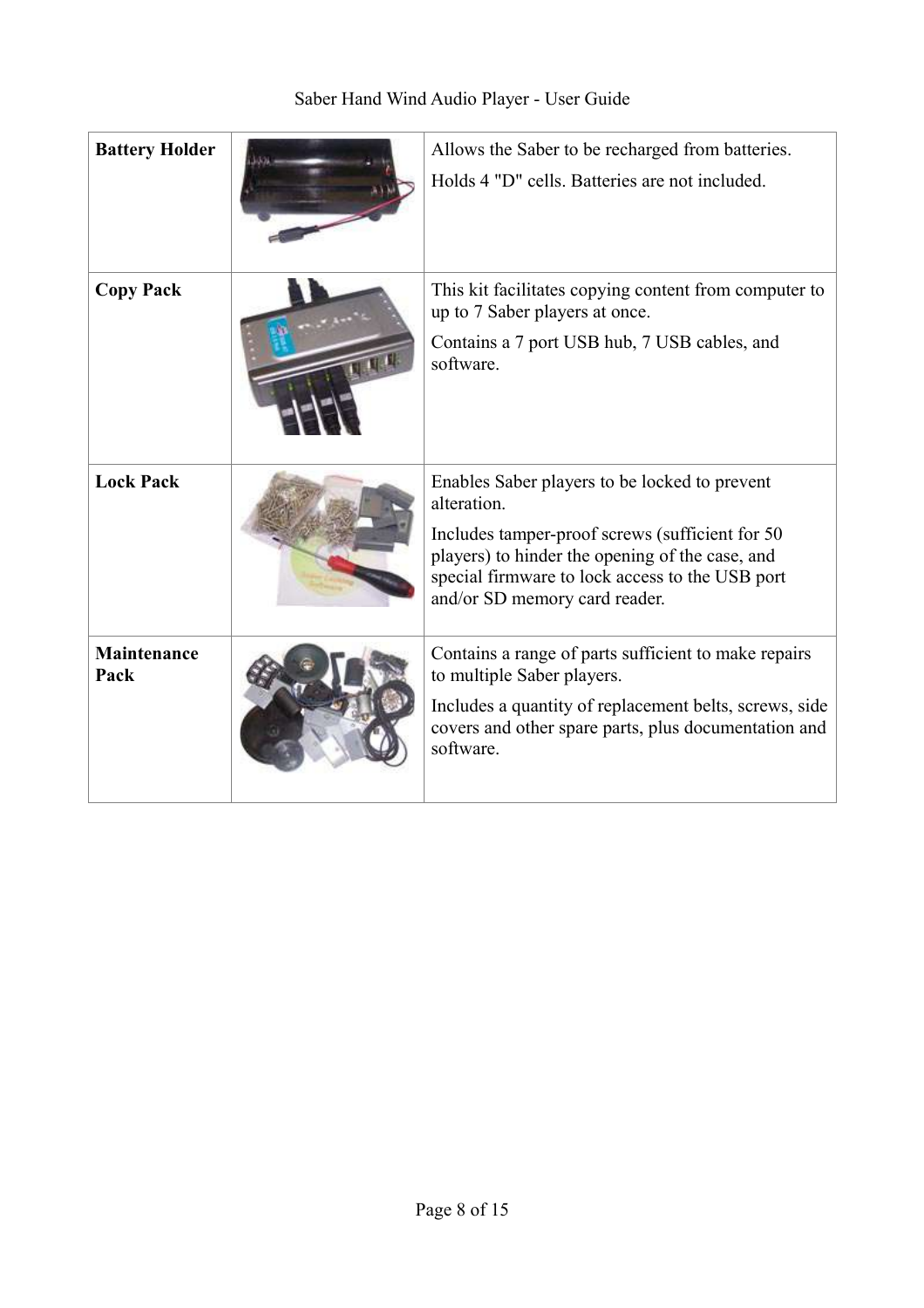| **Battery Holder** | | Allows the Saber to be recharged from batteries.<br><br>Holds 4 "D" cells. Batteries are not included. |
|---|---|---|
| **Copy Pack** | | This kit facilitates copying content from computer to up to 7 Saber players at once.<br><br>Contains a 7 port USB hub, 7 USB cables, and software. |
| **Lock Pack** | | Enables Saber players to be locked to prevent alteration.<br><br>Includes tamper-proof screws (sufficient for 50 players) to hinder the opening of the case, and special firmware to lock access to the USB port and/or SD memory card reader. |
| **Maintenance Pack** | | Contains a range of parts sufficient to make repairs to multiple Saber players.<br><br>Includes a quantity of replacement belts, screws, side covers and other spare parts, plus documentation and software. |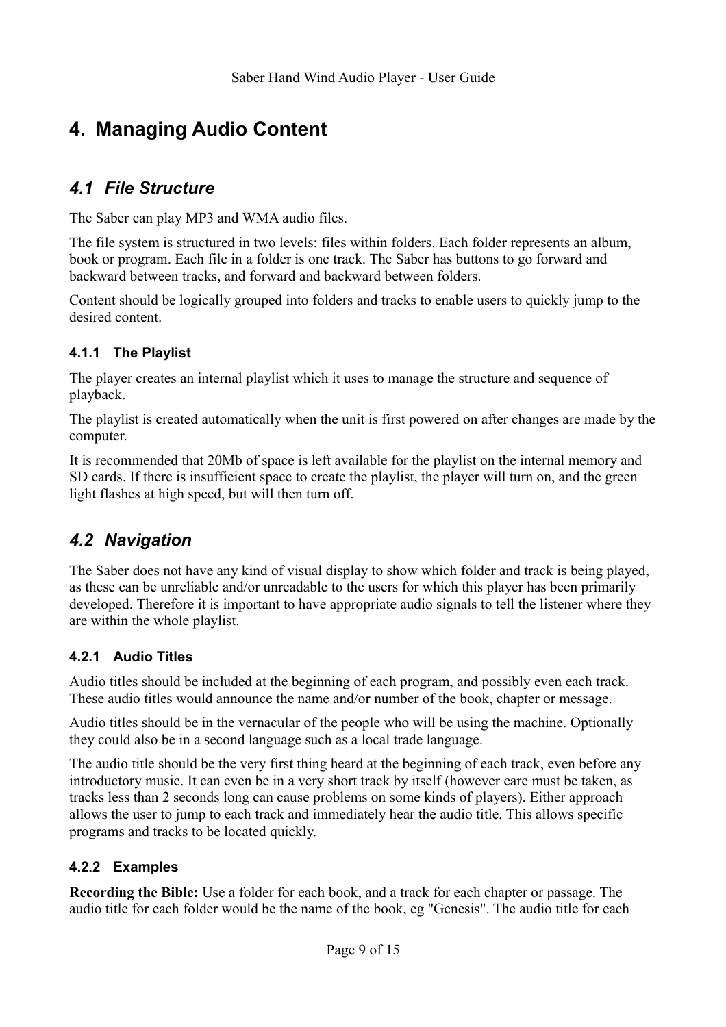# 4. Managing Audio Content

## *4.1 File Structure*

The Saber can play MP3 and WMA audio files.

The file system is structured in two levels: files within folders. Each folder represents an album, book or program. Each file in a folder is one track. The Saber has buttons to go forward and backward between tracks, and forward and backward between folders.

Content should be logically grouped into folders and tracks to enable users to quickly jump to the desired content.

### 4.1.1 The Playlist

The player creates an internal playlist which it uses to manage the structure and sequence of playback.

The playlist is created automatically when the unit is first powered on after changes are made by the computer.

It is recommended that 20Mb of space is left available for the playlist on the internal memory and SD cards. If there is insufficient space to create the playlist, the player will turn on, and the green light flashes at high speed, but will then turn off.

## *4.2 Navigation*

The Saber does not have any kind of visual display to show which folder and track is being played, as these can be unreliable and/or unreadable to the users for which this player has been primarily developed. Therefore it is important to have appropriate audio signals to tell the listener where they are within the whole playlist.

### 4.2.1 Audio Titles

Audio titles should be included at the beginning of each program, and possibly even each track. These audio titles would announce the name and/or number of the book, chapter or message.

Audio titles should be in the vernacular of the people who will be using the machine. Optionally they could also be in a second language such as a local trade language.

The audio title should be the very first thing heard at the beginning of each track, even before any introductory music. It can even be in a very short track by itself (however care must be taken, as tracks less than 2 seconds long can cause problems on some kinds of players). Either approach allows the user to jump to each track and immediately hear the audio title. This allows specific programs and tracks to be located quickly.

### 4.2.2 Examples

**Recording the Bible:** Use a folder for each book, and a track for each chapter or passage. The audio title for each folder would be the name of the book, eg "Genesis". The audio title for each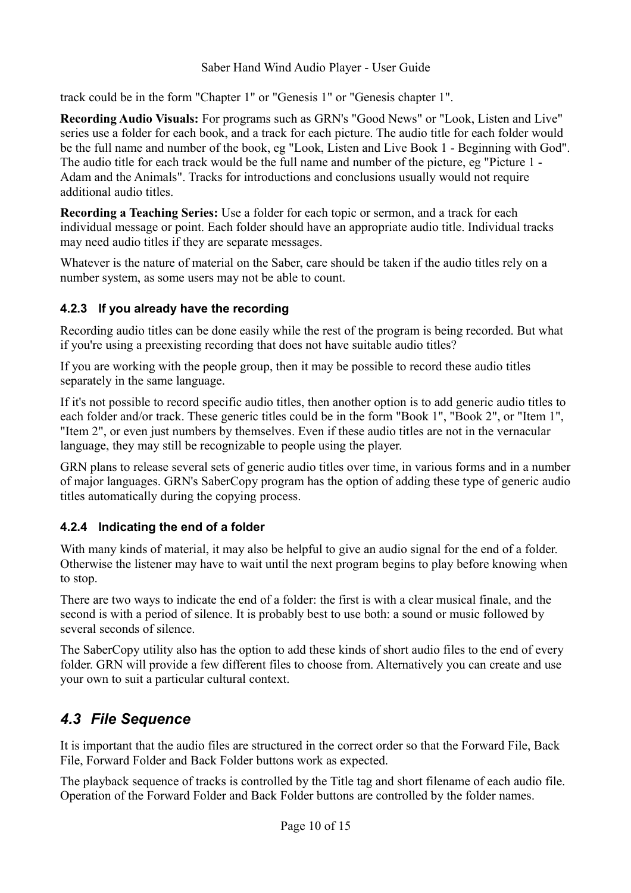track could be in the form "Chapter 1" or "Genesis 1" or "Genesis chapter 1".

**Recording Audio Visuals:** For programs such as GRN's "Good News" or "Look, Listen and Live" series use a folder for each book, and a track for each picture. The audio title for each folder would be the full name and number of the book, eg "Look, Listen and Live Book 1 - Beginning with God". The audio title for each track would be the full name and number of the picture, eg "Picture 1 - Adam and the Animals". Tracks for introductions and conclusions usually would not require additional audio titles.

**Recording a Teaching Series:** Use a folder for each topic or sermon, and a track for each individual message or point. Each folder should have an appropriate audio title. Individual tracks may need audio titles if they are separate messages.

Whatever is the nature of material on the Saber, care should be taken if the audio titles rely on a number system, as some users may not be able to count.

### 4.2.3 If you already have the recording

Recording audio titles can be done easily while the rest of the program is being recorded. But what if you're using a preexisting recording that does not have suitable audio titles?

If you are working with the people group, then it may be possible to record these audio titles separately in the same language.

If it's not possible to record specific audio titles, then another option is to add generic audio titles to each folder and/or track. These generic titles could be in the form "Book 1", "Book 2", or "Item 1", "Item 2", or even just numbers by themselves. Even if these audio titles are not in the vernacular language, they may still be recognizable to people using the player.

GRN plans to release several sets of generic audio titles over time, in various forms and in a number of major languages. GRN's SaberCopy program has the option of adding these type of generic audio titles automatically during the copying process.

### 4.2.4 Indicating the end of a folder

With many kinds of material, it may also be helpful to give an audio signal for the end of a folder. Otherwise the listener may have to wait until the next program begins to play before knowing when to stop.

There are two ways to indicate the end of a folder: the first is with a clear musical finale, and the second is with a period of silence. It is probably best to use both: a sound or music followed by several seconds of silence.

The SaberCopy utility also has the option to add these kinds of short audio files to the end of every folder. GRN will provide a few different files to choose from. Alternatively you can create and use your own to suit a particular cultural context.

## *4.3 File Sequence*

It is important that the audio files are structured in the correct order so that the Forward File, Back File, Forward Folder and Back Folder buttons work as expected.

The playback sequence of tracks is controlled by the Title tag and short filename of each audio file. Operation of the Forward Folder and Back Folder buttons are controlled by the folder names.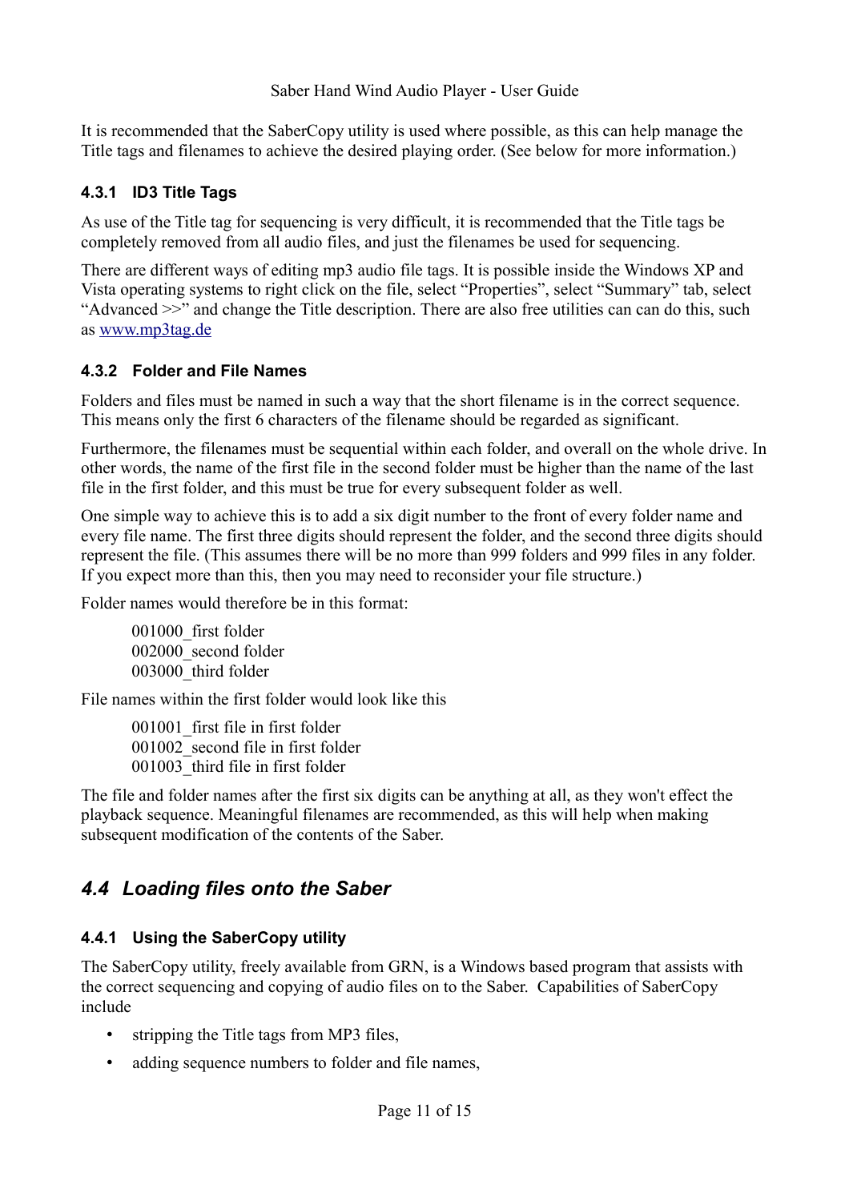It is recommended that the SaberCopy utility is used where possible, as this can help manage the Title tags and filenames to achieve the desired playing order. (See below for more information.)

### 4.3.1 ID3 Title Tags

As use of the Title tag for sequencing is very difficult, it is recommended that the Title tags be completely removed from all audio files, and just the filenames be used for sequencing.

There are different ways of editing mp3 audio file tags. It is possible inside the Windows XP and Vista operating systems to right click on the file, select "Properties", select "Summary" tab, select "Advanced >>" and change the Title description. There are also free utilities can can do this, such as [www.mp3tag.de](www.mp3tag.de)

### 4.3.2 Folder and File Names

Folders and files must be named in such a way that the short filename is in the correct sequence. This means only the first 6 characters of the filename should be regarded as significant.

Furthermore, the filenames must be sequential within each folder, and overall on the whole drive. In other words, the name of the first file in the second folder must be higher than the name of the last file in the first folder, and this must be true for every subsequent folder as well.

One simple way to achieve this is to add a six digit number to the front of every folder name and every file name. The first three digits should represent the folder, and the second three digits should represent the file. (This assumes there will be no more than 999 folders and 999 files in any folder. If you expect more than this, then you may need to reconsider your file structure.)

Folder names would therefore be in this format:

001000_first folder
002000_second folder
003000_third folder

File names within the first folder would look like this

001001_first file in first folder
001002_second file in first folder
001003_third file in first folder

The file and folder names after the first six digits can be anything at all, as they won't effect the playback sequence. Meaningful filenames are recommended, as this will help when making subsequent modification of the contents of the Saber.

## *4.4 Loading files onto the Saber*

### 4.4.1 Using the SaberCopy utility

The SaberCopy utility, freely available from GRN, is a Windows based program that assists with the correct sequencing and copying of audio files on to the Saber. Capabilities of SaberCopy include

- stripping the Title tags from MP3 files,
- adding sequence numbers to folder and file names,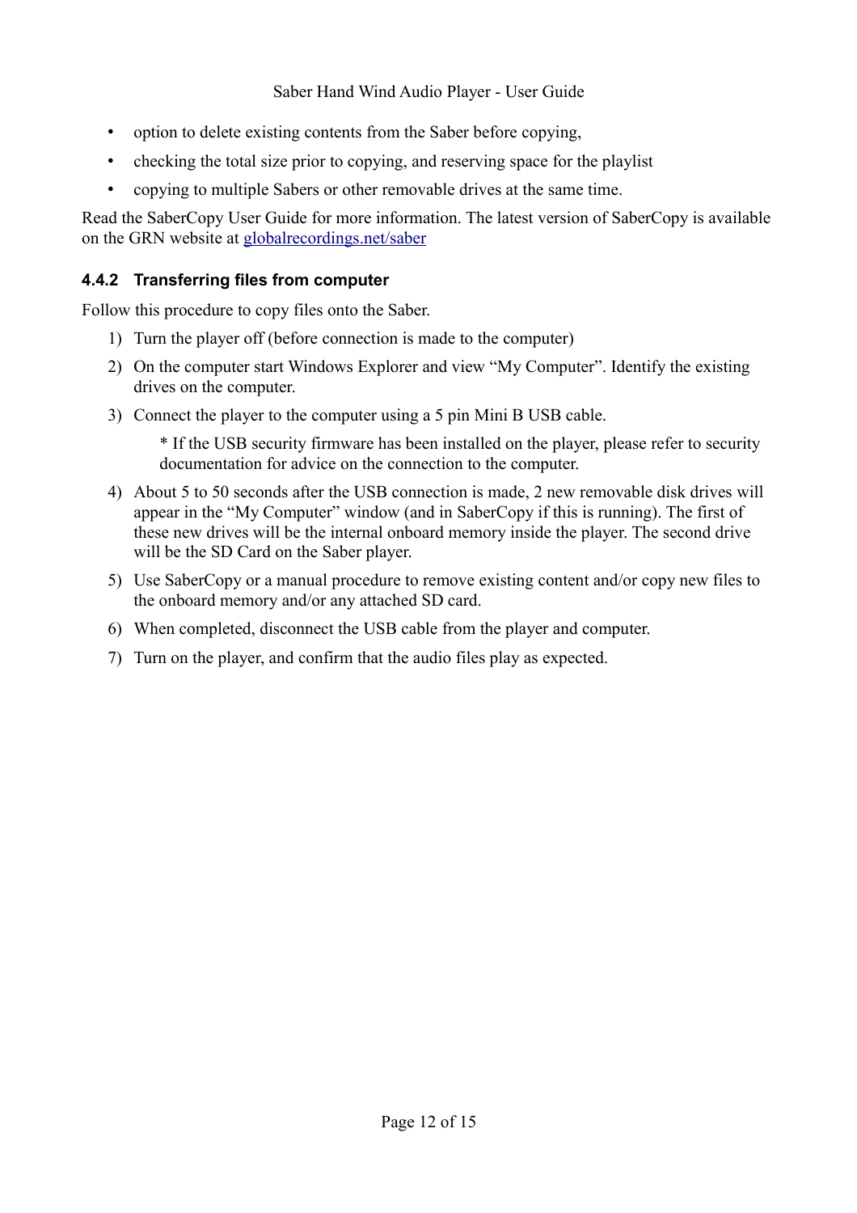- option to delete existing contents from the Saber before copying,
- checking the total size prior to copying, and reserving space for the playlist
- copying to multiple Sabers or other removable drives at the same time.

Read the SaberCopy User Guide for more information. The latest version of SaberCopy is available on the GRN website at [globalrecordings.net/saber](globalrecordings.net/saber)

### 4.4.2 Transferring files from computer

Follow this procedure to copy files onto the Saber.

1) Turn the player off (before connection is made to the computer)
2) On the computer start Windows Explorer and view "My Computer". Identify the existing drives on the computer.
3) Connect the player to the computer using a 5 pin Mini B USB cable.

   * If the USB security firmware has been installed on the player, please refer to security documentation for advice on the connection to the computer.

4) About 5 to 50 seconds after the USB connection is made, 2 new removable disk drives will appear in the "My Computer" window (and in SaberCopy if this is running). The first of these new drives will be the internal onboard memory inside the player. The second drive will be the SD Card on the Saber player.
5) Use SaberCopy or a manual procedure to remove existing content and/or copy new files to the onboard memory and/or any attached SD card.
6) When completed, disconnect the USB cable from the player and computer.
7) Turn on the player, and confirm that the audio files play as expected.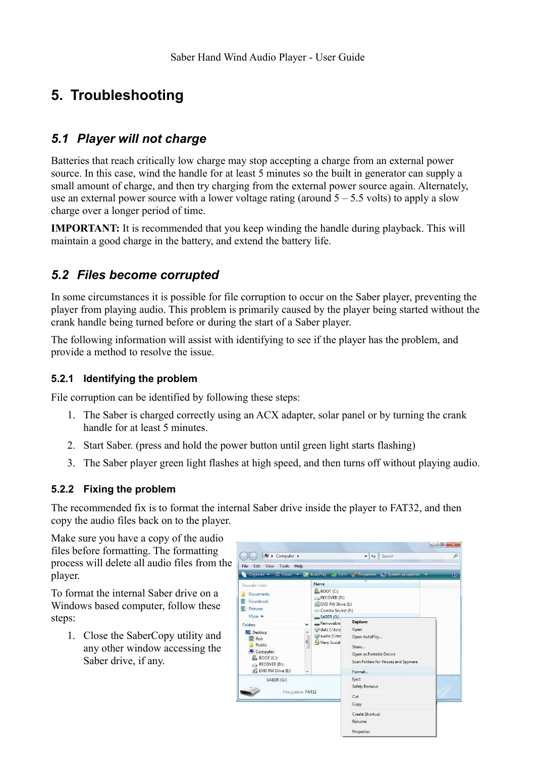# 5. Troubleshooting

## *5.1 Player will not charge*

Batteries that reach critically low charge may stop accepting a charge from an external power source. In this case, wind the handle for at least 5 minutes so the built in generator can supply a small amount of charge, and then try charging from the external power source again. Alternately, use an external power source with a lower voltage rating (around 5 – 5.5 volts) to apply a slow charge over a longer period of time.

**IMPORTANT:** It is recommended that you keep winding the handle during playback. This will maintain a good charge in the battery, and extend the battery life.

## *5.2 Files become corrupted*

In some circumstances it is possible for file corruption to occur on the Saber player, preventing the player from playing audio. This problem is primarily caused by the player being started without the crank handle being turned before or during the start of a Saber player.

The following information will assist with identifying to see if the player has the problem, and provide a method to resolve the issue.

### 5.2.1 Identifying the problem

File corruption can be identified by following these steps:

1. The Saber is charged correctly using an ACX adapter, solar panel or by turning the crank handle for at least 5 minutes.
2. Start Saber. (press and hold the power button until green light starts flashing)
3. The Saber player green light flashes at high speed, and then turns off without playing audio.

### 5.2.2 Fixing the problem

The recommended fix is to format the internal Saber drive inside the player to FAT32, and then copy the audio files back on to the player.

Make sure you have a copy of the audio files before formatting. The formatting process will delete all audio files from the player.

To format the internal Saber drive on a Windows based computer, follow these steps:

1. Close the SaberCopy utility and any other window accessing the Saber drive, if any.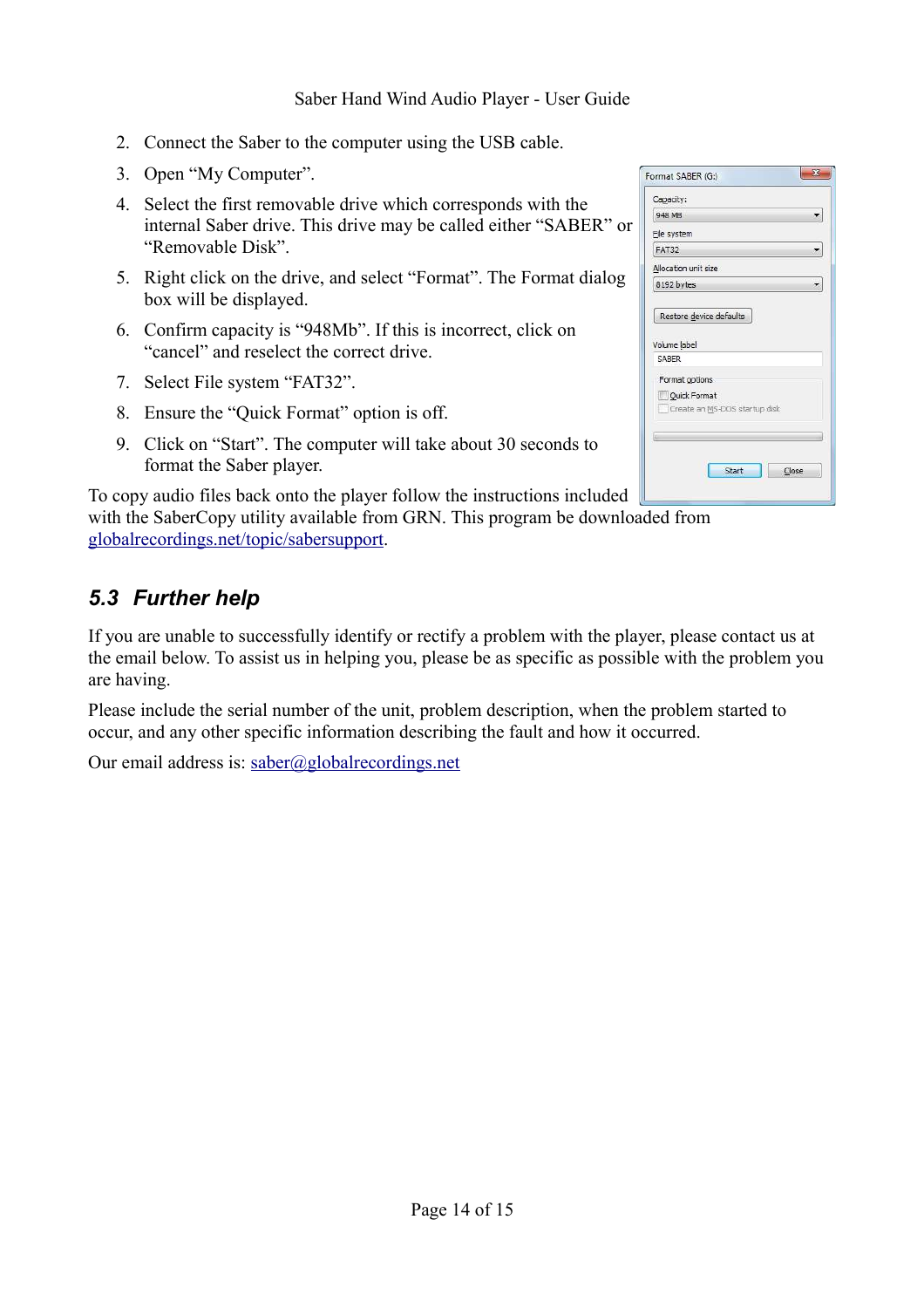2. Connect the Saber to the computer using the USB cable.
3. Open “My Computer”.
4. Select the first removable drive which corresponds with the internal Saber drive. This drive may be called either “SABER” or “Removable Disk”.
5. Right click on the drive, and select “Format”. The Format dialog box will be displayed.
6. Confirm capacity is “948Mb”. If this is incorrect, click on “cancel” and reselect the correct drive.
7. Select File system “FAT32”.
8. Ensure the “Quick Format” option is off.
9. Click on “Start”. The computer will take about 30 seconds to format the Saber player.

To copy audio files back onto the player follow the instructions included with the SaberCopy utility available from GRN. This program be downloaded from globalrecordings.net/topic/sabersupport.

## 5.3 Further help

If you are unable to successfully identify or rectify a problem with the player, please contact us at the email below. To assist us in helping you, please be as specific as possible with the problem you are having.

Please include the serial number of the unit, problem description, when the problem started to occur, and any other specific information describing the fault and how it occurred.

Our email address is: saber@globalrecordings.net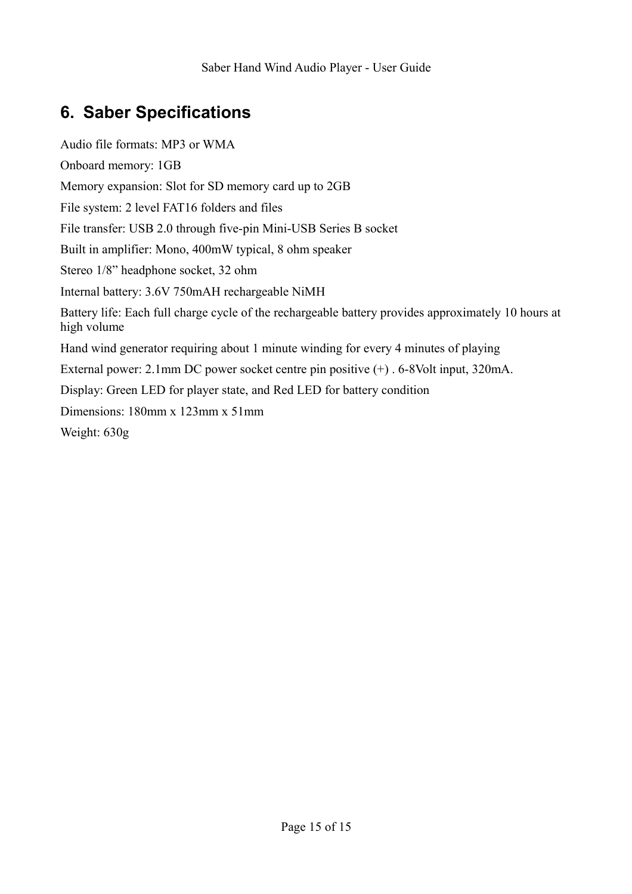## 6. Saber Specifications

Audio file formats: MP3 or WMA

Onboard memory: 1GB

Memory expansion: Slot for SD memory card up to 2GB

File system: 2 level FAT16 folders and files

File transfer: USB 2.0 through five-pin Mini-USB Series B socket

Built in amplifier: Mono, 400mW typical, 8 ohm speaker

Stereo 1/8” headphone socket, 32 ohm

Internal battery: 3.6V 750mAH rechargeable NiMH

Battery life: Each full charge cycle of the rechargeable battery provides approximately 10 hours at high volume

Hand wind generator requiring about 1 minute winding for every 4 minutes of playing

External power: 2.1mm DC power socket centre pin positive (+) . 6-8Volt input, 320mA.

Display: Green LED for player state, and Red LED for battery condition

Dimensions: 180mm x 123mm x 51mm

Weight: 630g